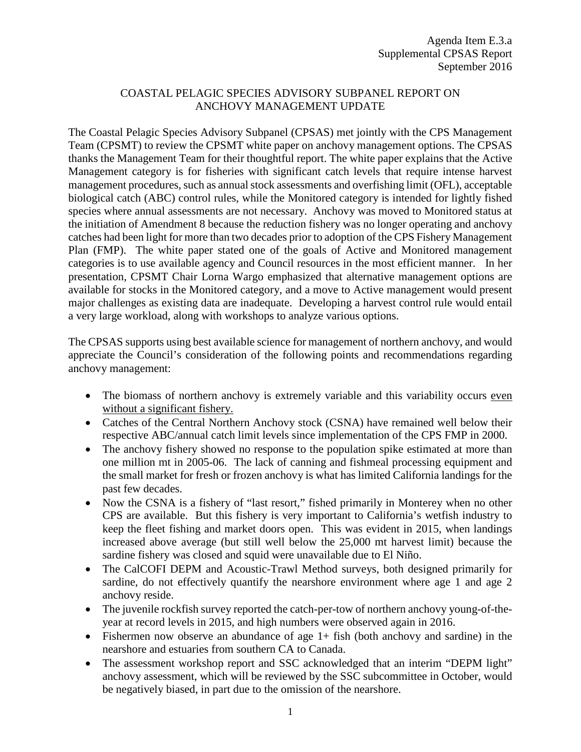Agenda Item E.3.a
Supplemental CPSAS Report
September 2016

# COASTAL PELAGIC SPECIES ADVISORY SUBPANEL REPORT ON ANCHOVY MANAGEMENT UPDATE

The Coastal Pelagic Species Advisory Subpanel (CPSAS) met jointly with the CPS Management Team (CPSMT) to review the CPSMT white paper on anchovy management options. The CPSAS thanks the Management Team for their thoughtful report. The white paper explains that the Active Management category is for fisheries with significant catch levels that require intense harvest management procedures, such as annual stock assessments and overfishing limit (OFL), acceptable biological catch (ABC) control rules, while the Monitored category is intended for lightly fished species where annual assessments are not necessary. Anchovy was moved to Monitored status at the initiation of Amendment 8 because the reduction fishery was no longer operating and anchovy catches had been light for more than two decades prior to adoption of the CPS Fishery Management Plan (FMP). The white paper stated one of the goals of Active and Monitored management categories is to use available agency and Council resources in the most efficient manner. In her presentation, CPSMT Chair Lorna Wargo emphasized that alternative management options are available for stocks in the Monitored category, and a move to Active management would present major challenges as existing data are inadequate. Developing a harvest control rule would entail a very large workload, along with workshops to analyze various options.

The CPSAS supports using best available science for management of northern anchovy, and would appreciate the Council's consideration of the following points and recommendations regarding anchovy management:

- The biomass of northern anchovy is extremely variable and this variability occurs <u>even without a significant fishery.</u>
- Catches of the Central Northern Anchovy stock (CSNA) have remained well below their respective ABC/annual catch limit levels since implementation of the CPS FMP in 2000.
- The anchovy fishery showed no response to the population spike estimated at more than one million mt in 2005-06. The lack of canning and fishmeal processing equipment and the small market for fresh or frozen anchovy is what has limited California landings for the past few decades.
- Now the CSNA is a fishery of "last resort," fished primarily in Monterey when no other CPS are available. But this fishery is very important to California's wetfish industry to keep the fleet fishing and market doors open. This was evident in 2015, when landings increased above average (but still well below the 25,000 mt harvest limit) because the sardine fishery was closed and squid were unavailable due to El Niño.
- The CalCOFI DEPM and Acoustic-Trawl Method surveys, both designed primarily for sardine, do not effectively quantify the nearshore environment where age 1 and age 2 anchovy reside.
- The juvenile rockfish survey reported the catch-per-tow of northern anchovy young-of-the-year at record levels in 2015, and high numbers were observed again in 2016.
- Fishermen now observe an abundance of age 1+ fish (both anchovy and sardine) in the nearshore and estuaries from southern CA to Canada.
- The assessment workshop report and SSC acknowledged that an interim "DEPM light" anchovy assessment, which will be reviewed by the SSC subcommittee in October, would be negatively biased, in part due to the omission of the nearshore.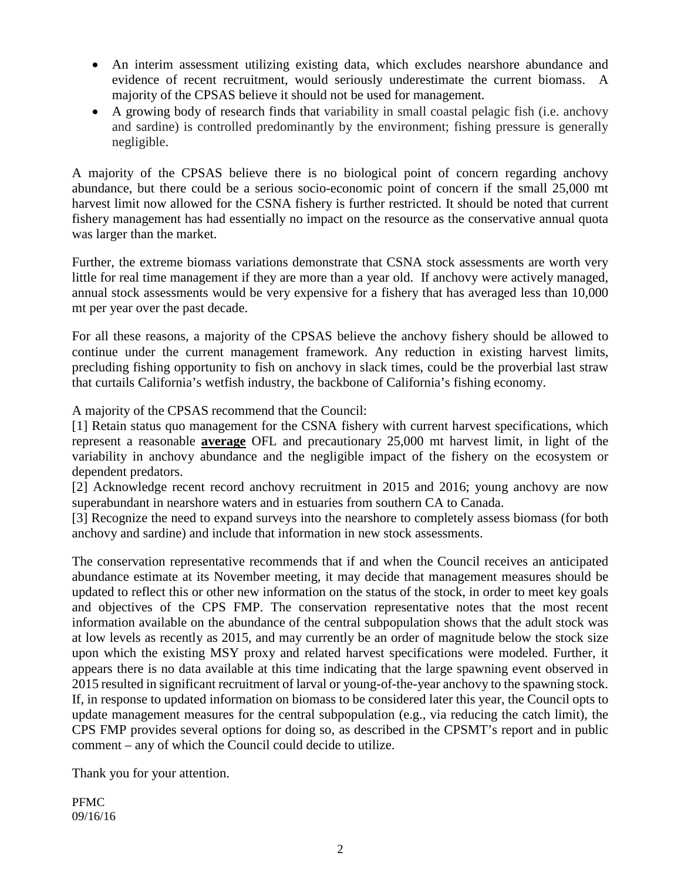- An interim assessment utilizing existing data, which excludes nearshore abundance and evidence of recent recruitment, would seriously underestimate the current biomass. A majority of the CPSAS believe it should not be used for management.
- A growing body of research finds that variability in small coastal pelagic fish (i.e. anchovy and sardine) is controlled predominantly by the environment; fishing pressure is generally negligible.

A majority of the CPSAS believe there is no biological point of concern regarding anchovy abundance, but there could be a serious socio-economic point of concern if the small 25,000 mt harvest limit now allowed for the CSNA fishery is further restricted. It should be noted that current fishery management has had essentially no impact on the resource as the conservative annual quota was larger than the market.

Further, the extreme biomass variations demonstrate that CSNA stock assessments are worth very little for real time management if they are more than a year old. If anchovy were actively managed, annual stock assessments would be very expensive for a fishery that has averaged less than 10,000 mt per year over the past decade.

For all these reasons, a majority of the CPSAS believe the anchovy fishery should be allowed to continue under the current management framework. Any reduction in existing harvest limits, precluding fishing opportunity to fish on anchovy in slack times, could be the proverbial last straw that curtails California's wetfish industry, the backbone of California's fishing economy.

A majority of the CPSAS recommend that the Council:
[1] Retain status quo management for the CSNA fishery with current harvest specifications, which represent a reasonable **average** OFL and precautionary 25,000 mt harvest limit, in light of the variability in anchovy abundance and the negligible impact of the fishery on the ecosystem or dependent predators.
[2] Acknowledge recent record anchovy recruitment in 2015 and 2016; young anchovy are now superabundant in nearshore waters and in estuaries from southern CA to Canada.
[3] Recognize the need to expand surveys into the nearshore to completely assess biomass (for both anchovy and sardine) and include that information in new stock assessments.

The conservation representative recommends that if and when the Council receives an anticipated abundance estimate at its November meeting, it may decide that management measures should be updated to reflect this or other new information on the status of the stock, in order to meet key goals and objectives of the CPS FMP. The conservation representative notes that the most recent information available on the abundance of the central subpopulation shows that the adult stock was at low levels as recently as 2015, and may currently be an order of magnitude below the stock size upon which the existing MSY proxy and related harvest specifications were modeled. Further, it appears there is no data available at this time indicating that the large spawning event observed in 2015 resulted in significant recruitment of larval or young-of-the-year anchovy to the spawning stock. If, in response to updated information on biomass to be considered later this year, the Council opts to update management measures for the central subpopulation (e.g., via reducing the catch limit), the CPS FMP provides several options for doing so, as described in the CPSMT's report and in public comment – any of which the Council could decide to utilize.

Thank you for your attention.

PFMC
09/16/16